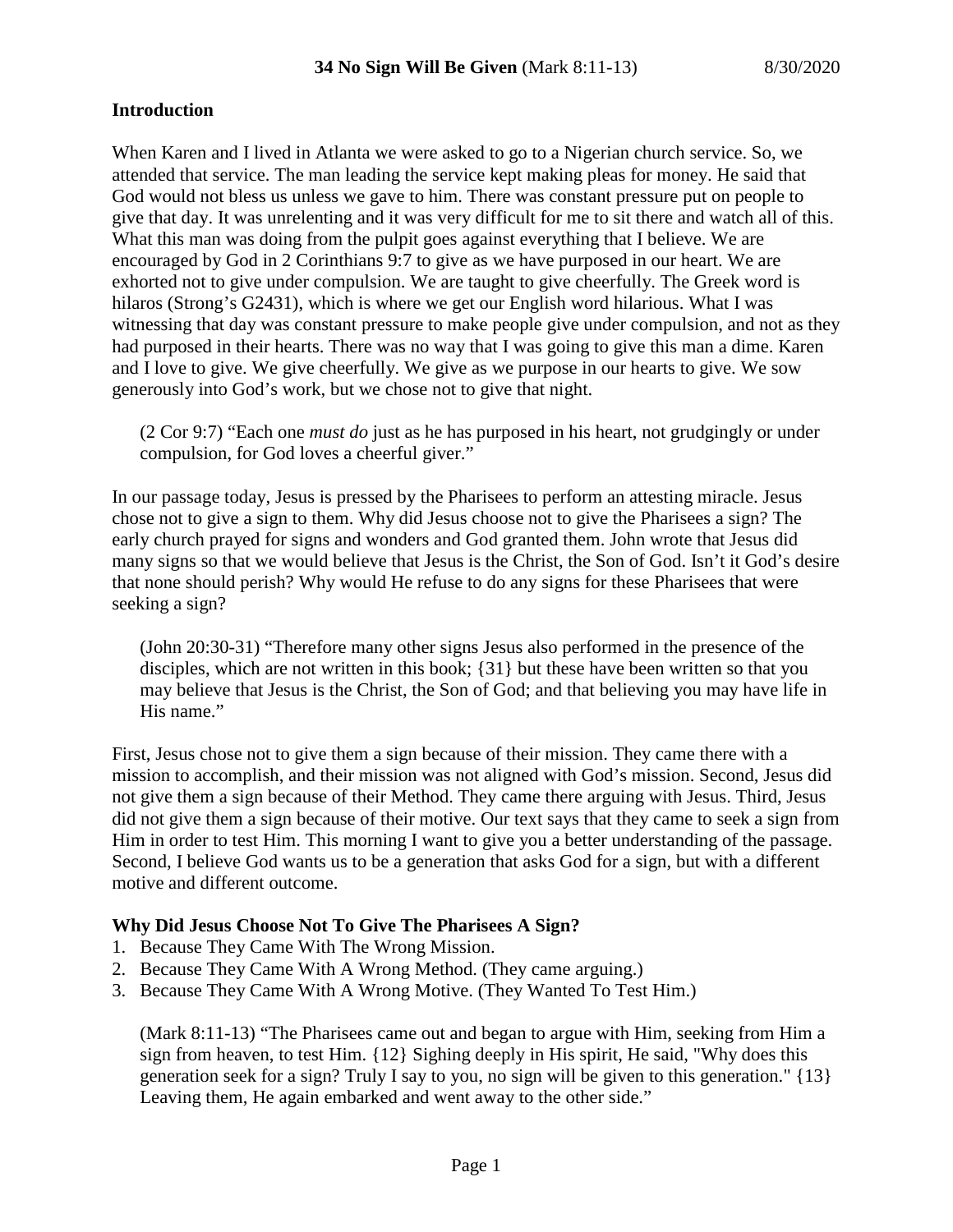# 34 No Sign Will Be Given (Mark 8:11-13) 8/30/2020

## Introduction

When Karen and I lived in Atlanta we were asked to go to a Nigerian church service. So, we attended that service. The man leading the service kept making pleas for money. He said that God would not bless us unless we gave to him. There was constant pressure put on people to give that day. It was unrelenting and it was very difficult for me to sit there and watch all of this. What this man was doing from the pulpit goes against everything that I believe. We are encouraged by God in 2 Corinthians 9:7 to give as we have purposed in our heart. We are exhorted not to give under compulsion. We are taught to give cheerfully. The Greek word is hilaros (Strong's G2431), which is where we get our English word hilarious. What I was witnessing that day was constant pressure to make people give under compulsion, and not as they had purposed in their hearts. There was no way that I was going to give this man a dime. Karen and I love to give. We give cheerfully. We give as we purpose in our hearts to give. We sow generously into God's work, but we chose not to give that night.

> (2 Cor 9:7) "Each one *must do* just as he has purposed in his heart, not grudgingly or under compulsion, for God loves a cheerful giver."

In our passage today, Jesus is pressed by the Pharisees to perform an attesting miracle. Jesus chose not to give a sign to them. Why did Jesus choose not to give the Pharisees a sign? The early church prayed for signs and wonders and God granted them. John wrote that Jesus did many signs so that we would believe that Jesus is the Christ, the Son of God. Isn't it God's desire that none should perish? Why would He refuse to do any signs for these Pharisees that were seeking a sign?

> (John 20:30-31) "Therefore many other signs Jesus also performed in the presence of the disciples, which are not written in this book; {31} but these have been written so that you may believe that Jesus is the Christ, the Son of God; and that believing you may have life in His name."

First, Jesus chose not to give them a sign because of their mission. They came there with a mission to accomplish, and their mission was not aligned with God's mission. Second, Jesus did not give them a sign because of their Method. They came there arguing with Jesus. Third, Jesus did not give them a sign because of their motive. Our text says that they came to seek a sign from Him in order to test Him. This morning I want to give you a better understanding of the passage. Second, I believe God wants us to be a generation that asks God for a sign, but with a different motive and different outcome.

### Why Did Jesus Choose Not To Give The Pharisees A Sign?

1. Because They Came With The Wrong Mission.
2. Because They Came With A Wrong Method. (They came arguing.)
3. Because They Came With A Wrong Motive. (They Wanted To Test Him.)

> (Mark 8:11-13) "The Pharisees came out and began to argue with Him, seeking from Him a sign from heaven, to test Him. {12} Sighing deeply in His spirit, He said, "Why does this generation seek for a sign? Truly I say to you, no sign will be given to this generation." {13} Leaving them, He again embarked and went away to the other side."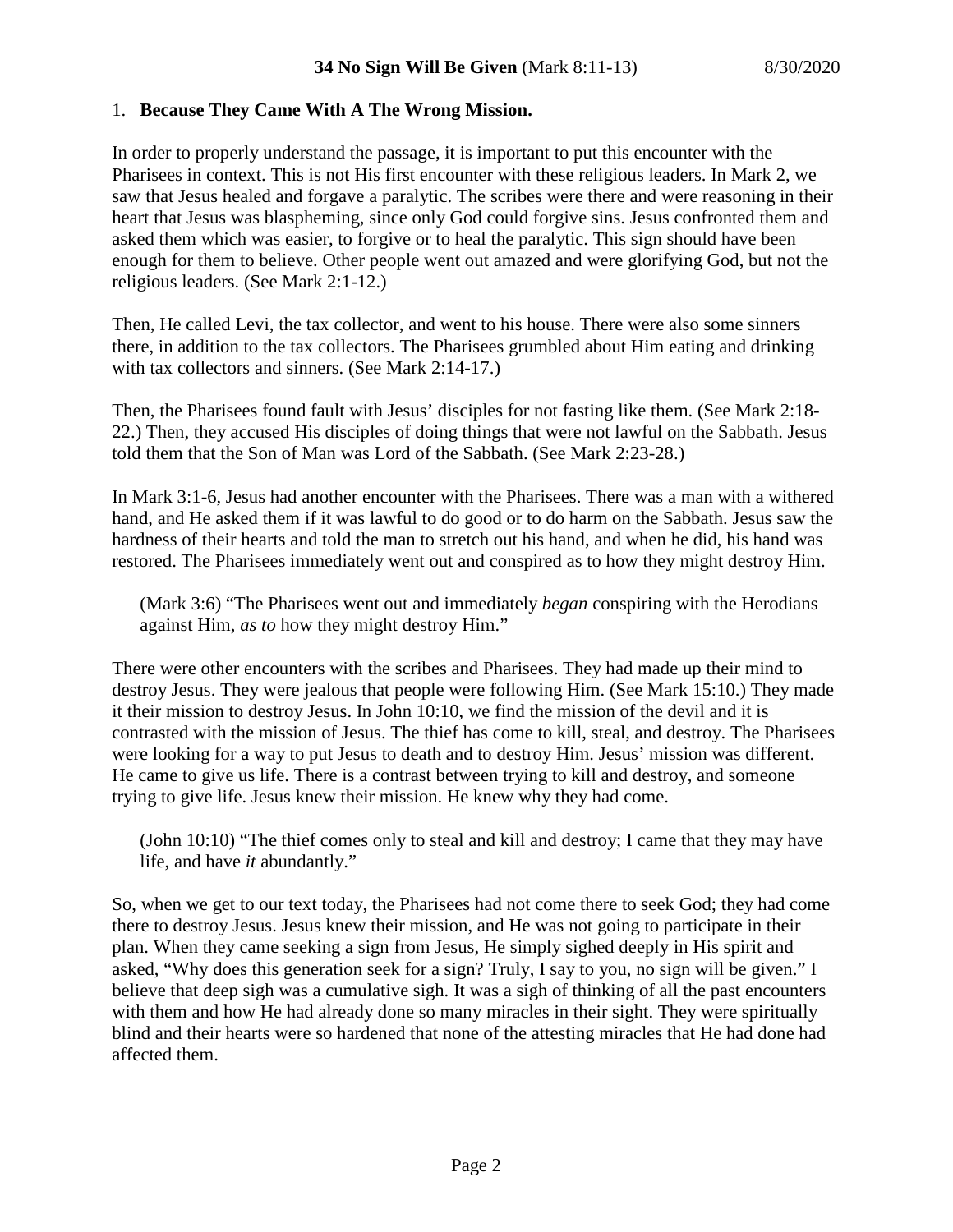1. **Because They Came With A The Wrong Mission.**

In order to properly understand the passage, it is important to put this encounter with the Pharisees in context. This is not His first encounter with these religious leaders. In Mark 2, we saw that Jesus healed and forgave a paralytic. The scribes were there and were reasoning in their heart that Jesus was blaspheming, since only God could forgive sins. Jesus confronted them and asked them which was easier, to forgive or to heal the paralytic. This sign should have been enough for them to believe. Other people went out amazed and were glorifying God, but not the religious leaders. (See Mark 2:1-12.)

Then, He called Levi, the tax collector, and went to his house. There were also some sinners there, in addition to the tax collectors. The Pharisees grumbled about Him eating and drinking with tax collectors and sinners. (See Mark 2:14-17.)

Then, the Pharisees found fault with Jesus' disciples for not fasting like them. (See Mark 2:18-22.) Then, they accused His disciples of doing things that were not lawful on the Sabbath. Jesus told them that the Son of Man was Lord of the Sabbath. (See Mark 2:23-28.)

In Mark 3:1-6, Jesus had another encounter with the Pharisees. There was a man with a withered hand, and He asked them if it was lawful to do good or to do harm on the Sabbath. Jesus saw the hardness of their hearts and told the man to stretch out his hand, and when he did, his hand was restored. The Pharisees immediately went out and conspired as to how they might destroy Him.

> (Mark 3:6) "The Pharisees went out and immediately *began* conspiring with the Herodians against Him, *as to* how they might destroy Him."

There were other encounters with the scribes and Pharisees. They had made up their mind to destroy Jesus. They were jealous that people were following Him. (See Mark 15:10.) They made it their mission to destroy Jesus. In John 10:10, we find the mission of the devil and it is contrasted with the mission of Jesus. The thief has come to kill, steal, and destroy. The Pharisees were looking for a way to put Jesus to death and to destroy Him. Jesus' mission was different. He came to give us life. There is a contrast between trying to kill and destroy, and someone trying to give life. Jesus knew their mission. He knew why they had come.

> (John 10:10) "The thief comes only to steal and kill and destroy; I came that they may have life, and have *it* abundantly."

So, when we get to our text today, the Pharisees had not come there to seek God; they had come there to destroy Jesus. Jesus knew their mission, and He was not going to participate in their plan. When they came seeking a sign from Jesus, He simply sighed deeply in His spirit and asked, "Why does this generation seek for a sign? Truly, I say to you, no sign will be given." I believe that deep sigh was a cumulative sigh. It was a sigh of thinking of all the past encounters with them and how He had already done so many miracles in their sight. They were spiritually blind and their hearts were so hardened that none of the attesting miracles that He had done had affected them.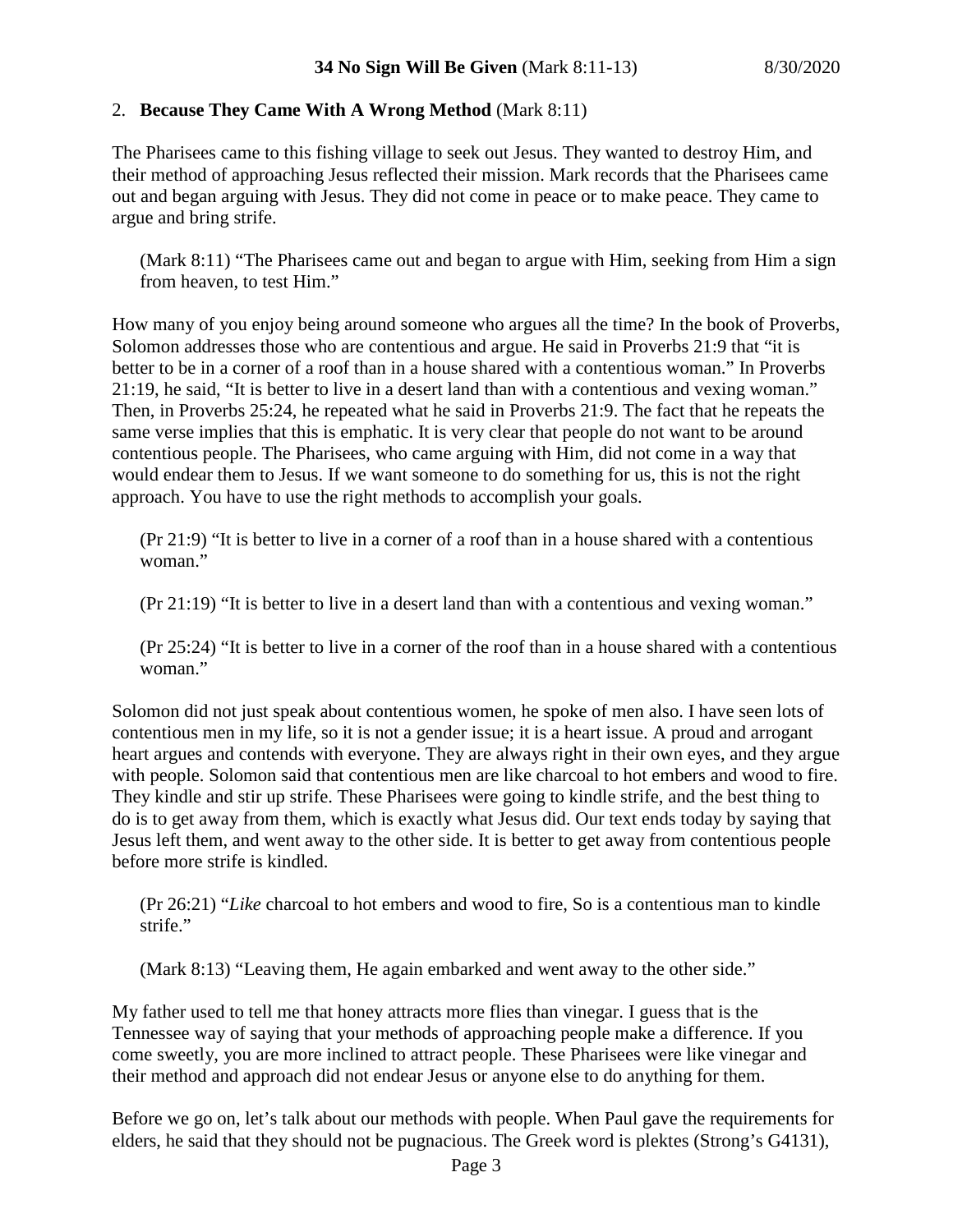2. **Because They Came With A Wrong Method** (Mark 8:11)

The Pharisees came to this fishing village to seek out Jesus. They wanted to destroy Him, and their method of approaching Jesus reflected their mission. Mark records that the Pharisees came out and began arguing with Jesus. They did not come in peace or to make peace. They came to argue and bring strife.

> (Mark 8:11) "The Pharisees came out and began to argue with Him, seeking from Him a sign from heaven, to test Him."

How many of you enjoy being around someone who argues all the time? In the book of Proverbs, Solomon addresses those who are contentious and argue. He said in Proverbs 21:9 that "it is better to be in a corner of a roof than in a house shared with a contentious woman." In Proverbs 21:19, he said, "It is better to live in a desert land than with a contentious and vexing woman." Then, in Proverbs 25:24, he repeated what he said in Proverbs 21:9. The fact that he repeats the same verse implies that this is emphatic. It is very clear that people do not want to be around contentious people. The Pharisees, who came arguing with Him, did not come in a way that would endear them to Jesus. If we want someone to do something for us, this is not the right approach. You have to use the right methods to accomplish your goals.

> (Pr 21:9) "It is better to live in a corner of a roof than in a house shared with a contentious woman."

> (Pr 21:19) "It is better to live in a desert land than with a contentious and vexing woman."

> (Pr 25:24) "It is better to live in a corner of the roof than in a house shared with a contentious woman."

Solomon did not just speak about contentious women, he spoke of men also. I have seen lots of contentious men in my life, so it is not a gender issue; it is a heart issue. A proud and arrogant heart argues and contends with everyone. They are always right in their own eyes, and they argue with people. Solomon said that contentious men are like charcoal to hot embers and wood to fire. They kindle and stir up strife. These Pharisees were going to kindle strife, and the best thing to do is to get away from them, which is exactly what Jesus did. Our text ends today by saying that Jesus left them, and went away to the other side. It is better to get away from contentious people before more strife is kindled.

> (Pr 26:21) "*Like* charcoal to hot embers and wood to fire, So is a contentious man to kindle strife."

> (Mark 8:13) "Leaving them, He again embarked and went away to the other side."

My father used to tell me that honey attracts more flies than vinegar. I guess that is the Tennessee way of saying that your methods of approaching people make a difference. If you come sweetly, you are more inclined to attract people. These Pharisees were like vinegar and their method and approach did not endear Jesus or anyone else to do anything for them.

Before we go on, let's talk about our methods with people. When Paul gave the requirements for elders, he said that they should not be pugnacious. The Greek word is plektes (Strong's G4131),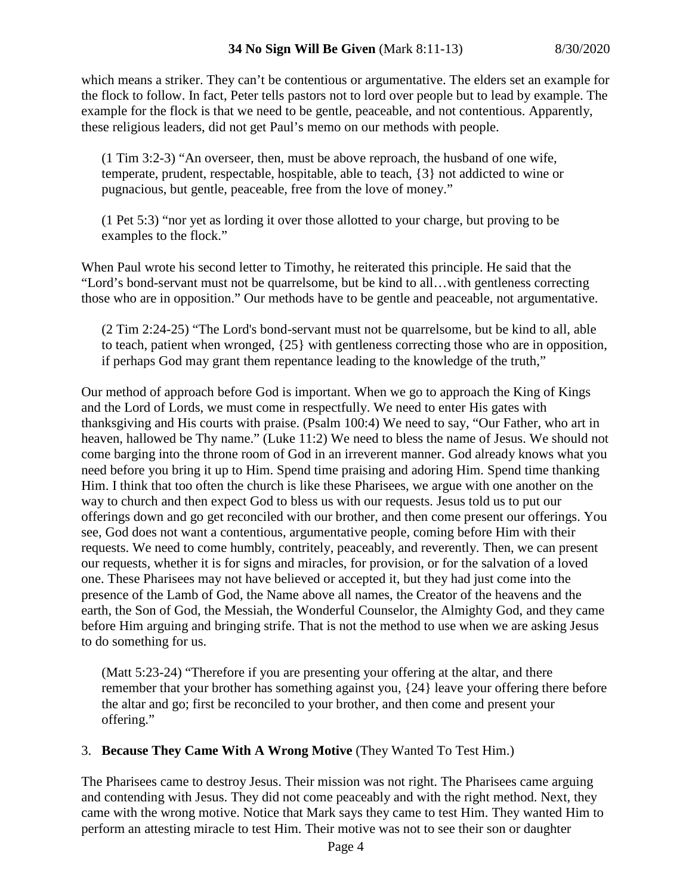which means a striker. They can't be contentious or argumentative. The elders set an example for the flock to follow. In fact, Peter tells pastors not to lord over people but to lead by example. The example for the flock is that we need to be gentle, peaceable, and not contentious. Apparently, these religious leaders, did not get Paul's memo on our methods with people.

> (1 Tim 3:2-3) "An overseer, then, must be above reproach, the husband of one wife, temperate, prudent, respectable, hospitable, able to teach, {3} not addicted to wine or pugnacious, but gentle, peaceable, free from the love of money."

> (1 Pet 5:3) "nor yet as lording it over those allotted to your charge, but proving to be examples to the flock."

When Paul wrote his second letter to Timothy, he reiterated this principle. He said that the "Lord's bond-servant must not be quarrelsome, but be kind to all…with gentleness correcting those who are in opposition." Our methods have to be gentle and peaceable, not argumentative.

> (2 Tim 2:24-25) "The Lord's bond-servant must not be quarrelsome, but be kind to all, able to teach, patient when wronged, {25} with gentleness correcting those who are in opposition, if perhaps God may grant them repentance leading to the knowledge of the truth,"

Our method of approach before God is important. When we go to approach the King of Kings and the Lord of Lords, we must come in respectfully. We need to enter His gates with thanksgiving and His courts with praise. (Psalm 100:4) We need to say, "Our Father, who art in heaven, hallowed be Thy name." (Luke 11:2) We need to bless the name of Jesus. We should not come barging into the throne room of God in an irreverent manner. God already knows what you need before you bring it up to Him. Spend time praising and adoring Him. Spend time thanking Him. I think that too often the church is like these Pharisees, we argue with one another on the way to church and then expect God to bless us with our requests. Jesus told us to put our offerings down and go get reconciled with our brother, and then come present our offerings. You see, God does not want a contentious, argumentative people, coming before Him with their requests. We need to come humbly, contritely, peaceably, and reverently. Then, we can present our requests, whether it is for signs and miracles, for provision, or for the salvation of a loved one. These Pharisees may not have believed or accepted it, but they had just come into the presence of the Lamb of God, the Name above all names, the Creator of the heavens and the earth, the Son of God, the Messiah, the Wonderful Counselor, the Almighty God, and they came before Him arguing and bringing strife. That is not the method to use when we are asking Jesus to do something for us.

> (Matt 5:23-24) "Therefore if you are presenting your offering at the altar, and there remember that your brother has something against you, {24} leave your offering there before the altar and go; first be reconciled to your brother, and then come and present your offering."

3. **Because They Came With A Wrong Motive** (They Wanted To Test Him.)

The Pharisees came to destroy Jesus. Their mission was not right. The Pharisees came arguing and contending with Jesus. They did not come peaceably and with the right method. Next, they came with the wrong motive. Notice that Mark says they came to test Him. They wanted Him to perform an attesting miracle to test Him. Their motive was not to see their son or daughter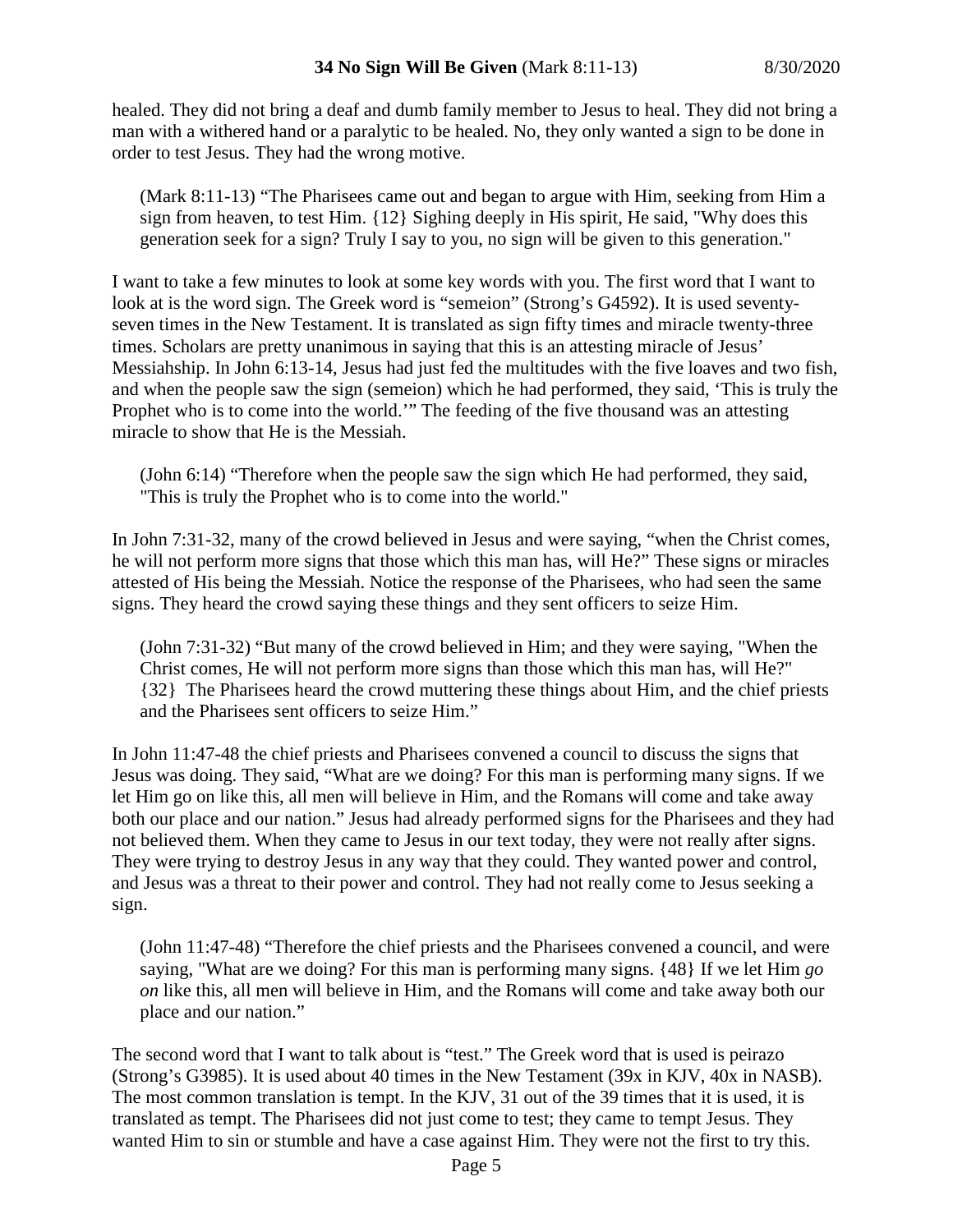healed. They did not bring a deaf and dumb family member to Jesus to heal. They did not bring a man with a withered hand or a paralytic to be healed. No, they only wanted a sign to be done in order to test Jesus. They had the wrong motive.

> (Mark 8:11-13) "The Pharisees came out and began to argue with Him, seeking from Him a sign from heaven, to test Him. {12} Sighing deeply in His spirit, He said, "Why does this generation seek for a sign? Truly I say to you, no sign will be given to this generation."

I want to take a few minutes to look at some key words with you. The first word that I want to look at is the word sign. The Greek word is "semeion" (Strong's G4592). It is used seventy-seven times in the New Testament. It is translated as sign fifty times and miracle twenty-three times. Scholars are pretty unanimous in saying that this is an attesting miracle of Jesus' Messiahship. In John 6:13-14, Jesus had just fed the multitudes with the five loaves and two fish, and when the people saw the sign (semeion) which he had performed, they said, 'This is truly the Prophet who is to come into the world.'" The feeding of the five thousand was an attesting miracle to show that He is the Messiah.

> (John 6:14) "Therefore when the people saw the sign which He had performed, they said, "This is truly the Prophet who is to come into the world."

In John 7:31-32, many of the crowd believed in Jesus and were saying, "when the Christ comes, he will not perform more signs that those which this man has, will He?" These signs or miracles attested of His being the Messiah. Notice the response of the Pharisees, who had seen the same signs. They heard the crowd saying these things and they sent officers to seize Him.

> (John 7:31-32) "But many of the crowd believed in Him; and they were saying, "When the Christ comes, He will not perform more signs than those which this man has, will He?" {32} The Pharisees heard the crowd muttering these things about Him, and the chief priests and the Pharisees sent officers to seize Him."

In John 11:47-48 the chief priests and Pharisees convened a council to discuss the signs that Jesus was doing. They said, "What are we doing? For this man is performing many signs. If we let Him go on like this, all men will believe in Him, and the Romans will come and take away both our place and our nation." Jesus had already performed signs for the Pharisees and they had not believed them. When they came to Jesus in our text today, they were not really after signs. They were trying to destroy Jesus in any way that they could. They wanted power and control, and Jesus was a threat to their power and control. They had not really come to Jesus seeking a sign.

> (John 11:47-48) "Therefore the chief priests and the Pharisees convened a council, and were saying, "What are we doing? For this man is performing many signs. {48} If we let Him *go on* like this, all men will believe in Him, and the Romans will come and take away both our place and our nation."

The second word that I want to talk about is "test." The Greek word that is used is peirazo (Strong's G3985). It is used about 40 times in the New Testament (39x in KJV, 40x in NASB). The most common translation is tempt. In the KJV, 31 out of the 39 times that it is used, it is translated as tempt. The Pharisees did not just come to test; they came to tempt Jesus. They wanted Him to sin or stumble and have a case against Him. They were not the first to try this.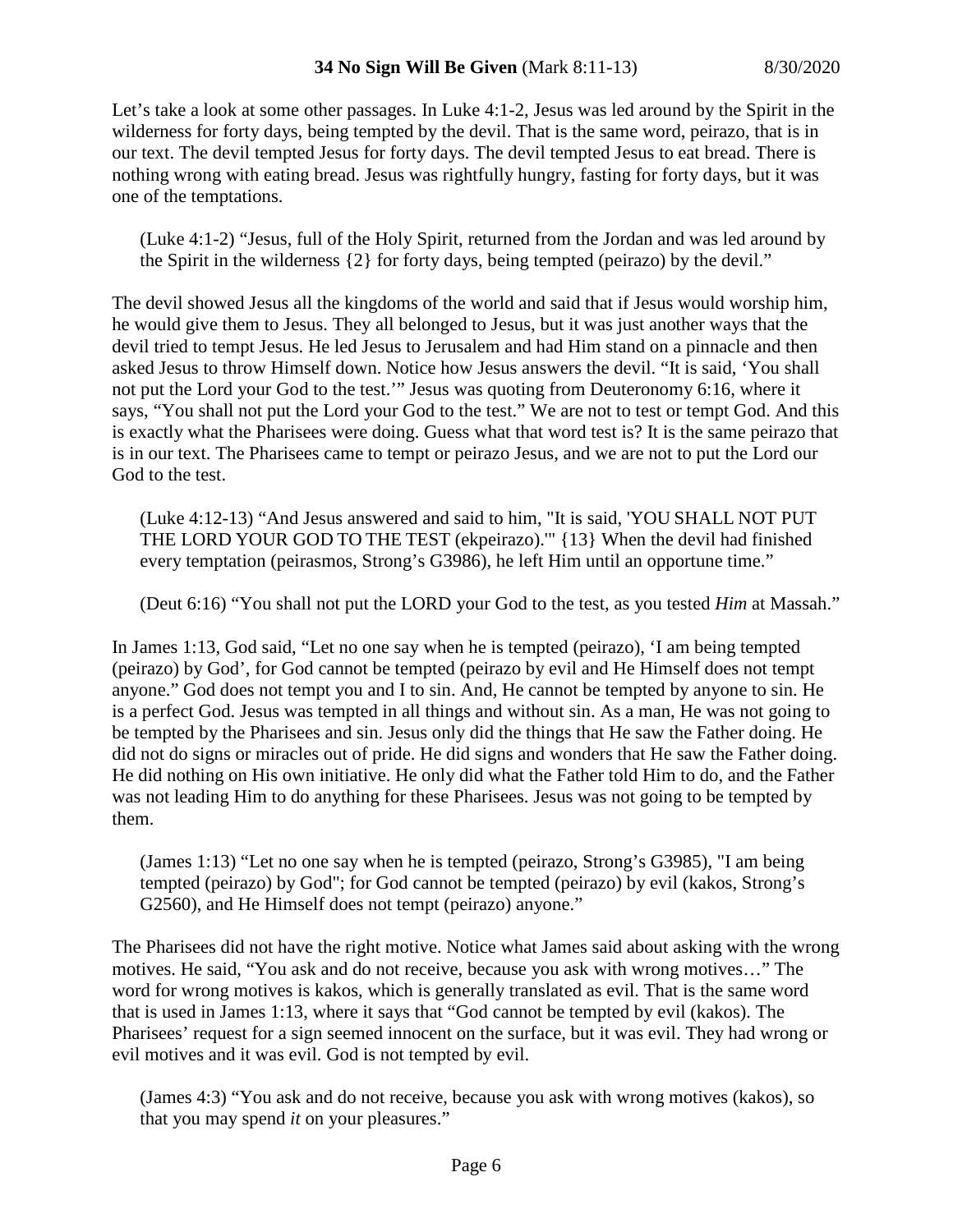Let's take a look at some other passages. In Luke 4:1-2, Jesus was led around by the Spirit in the wilderness for forty days, being tempted by the devil. That is the same word, peirazo, that is in our text. The devil tempted Jesus for forty days. The devil tempted Jesus to eat bread. There is nothing wrong with eating bread. Jesus was rightfully hungry, fasting for forty days, but it was one of the temptations.

> (Luke 4:1-2) "Jesus, full of the Holy Spirit, returned from the Jordan and was led around by the Spirit in the wilderness {2} for forty days, being tempted (peirazo) by the devil."

The devil showed Jesus all the kingdoms of the world and said that if Jesus would worship him, he would give them to Jesus. They all belonged to Jesus, but it was just another ways that the devil tried to tempt Jesus. He led Jesus to Jerusalem and had Him stand on a pinnacle and then asked Jesus to throw Himself down. Notice how Jesus answers the devil. "It is said, 'You shall not put the Lord your God to the test.'" Jesus was quoting from Deuteronomy 6:16, where it says, "You shall not put the Lord your God to the test." We are not to test or tempt God. And this is exactly what the Pharisees were doing. Guess what that word test is? It is the same peirazo that is in our text. The Pharisees came to tempt or peirazo Jesus, and we are not to put the Lord our God to the test.

> (Luke 4:12-13) "And Jesus answered and said to him, "It is said, 'YOU SHALL NOT PUT THE LORD YOUR GOD TO THE TEST (ekpeirazo).'" {13} When the devil had finished every temptation (peirasmos, Strong's G3986), he left Him until an opportune time."

> (Deut 6:16) "You shall not put the LORD your God to the test, as you tested *Him* at Massah."

In James 1:13, God said, "Let no one say when he is tempted (peirazo), 'I am being tempted (peirazo) by God', for God cannot be tempted (peirazo by evil and He Himself does not tempt anyone." God does not tempt you and I to sin. And, He cannot be tempted by anyone to sin. He is a perfect God. Jesus was tempted in all things and without sin. As a man, He was not going to be tempted by the Pharisees and sin. Jesus only did the things that He saw the Father doing. He did not do signs or miracles out of pride. He did signs and wonders that He saw the Father doing. He did nothing on His own initiative. He only did what the Father told Him to do, and the Father was not leading Him to do anything for these Pharisees. Jesus was not going to be tempted by them.

> (James 1:13) "Let no one say when he is tempted (peirazo, Strong's G3985), "I am being tempted (peirazo) by God"; for God cannot be tempted (peirazo) by evil (kakos, Strong's G2560), and He Himself does not tempt (peirazo) anyone."

The Pharisees did not have the right motive. Notice what James said about asking with the wrong motives. He said, "You ask and do not receive, because you ask with wrong motives…" The word for wrong motives is kakos, which is generally translated as evil. That is the same word that is used in James 1:13, where it says that "God cannot be tempted by evil (kakos). The Pharisees' request for a sign seemed innocent on the surface, but it was evil. They had wrong or evil motives and it was evil. God is not tempted by evil.

> (James 4:3) "You ask and do not receive, because you ask with wrong motives (kakos), so that you may spend *it* on your pleasures."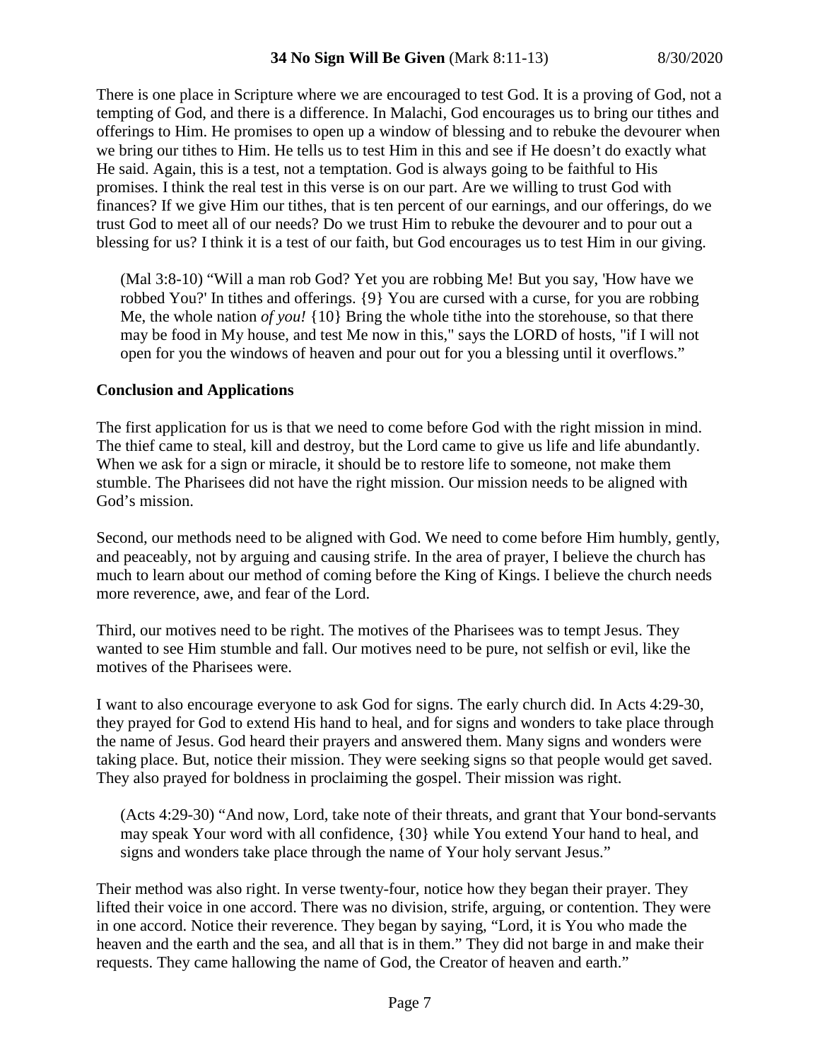There is one place in Scripture where we are encouraged to test God. It is a proving of God, not a tempting of God, and there is a difference. In Malachi, God encourages us to bring our tithes and offerings to Him. He promises to open up a window of blessing and to rebuke the devourer when we bring our tithes to Him. He tells us to test Him in this and see if He doesn't do exactly what He said. Again, this is a test, not a temptation. God is always going to be faithful to His promises. I think the real test in this verse is on our part. Are we willing to trust God with finances? If we give Him our tithes, that is ten percent of our earnings, and our offerings, do we trust God to meet all of our needs? Do we trust Him to rebuke the devourer and to pour out a blessing for us? I think it is a test of our faith, but God encourages us to test Him in our giving.

> (Mal 3:8-10) "Will a man rob God? Yet you are robbing Me! But you say, 'How have we robbed You?' In tithes and offerings. {9} You are cursed with a curse, for you are robbing Me, the whole nation *of you!* {10} Bring the whole tithe into the storehouse, so that there may be food in My house, and test Me now in this," says the LORD of hosts, "if I will not open for you the windows of heaven and pour out for you a blessing until it overflows."

**Conclusion and Applications**

The first application for us is that we need to come before God with the right mission in mind. The thief came to steal, kill and destroy, but the Lord came to give us life and life abundantly. When we ask for a sign or miracle, it should be to restore life to someone, not make them stumble. The Pharisees did not have the right mission. Our mission needs to be aligned with God's mission.

Second, our methods need to be aligned with God. We need to come before Him humbly, gently, and peaceably, not by arguing and causing strife. In the area of prayer, I believe the church has much to learn about our method of coming before the King of Kings. I believe the church needs more reverence, awe, and fear of the Lord.

Third, our motives need to be right. The motives of the Pharisees was to tempt Jesus. They wanted to see Him stumble and fall. Our motives need to be pure, not selfish or evil, like the motives of the Pharisees were.

I want to also encourage everyone to ask God for signs. The early church did. In Acts 4:29-30, they prayed for God to extend His hand to heal, and for signs and wonders to take place through the name of Jesus. God heard their prayers and answered them. Many signs and wonders were taking place. But, notice their mission. They were seeking signs so that people would get saved. They also prayed for boldness in proclaiming the gospel. Their mission was right.

> (Acts 4:29-30) "And now, Lord, take note of their threats, and grant that Your bond-servants may speak Your word with all confidence, {30} while You extend Your hand to heal, and signs and wonders take place through the name of Your holy servant Jesus."

Their method was also right. In verse twenty-four, notice how they began their prayer. They lifted their voice in one accord. There was no division, strife, arguing, or contention. They were in one accord. Notice their reverence. They began by saying, "Lord, it is You who made the heaven and the earth and the sea, and all that is in them." They did not barge in and make their requests. They came hallowing the name of God, the Creator of heaven and earth."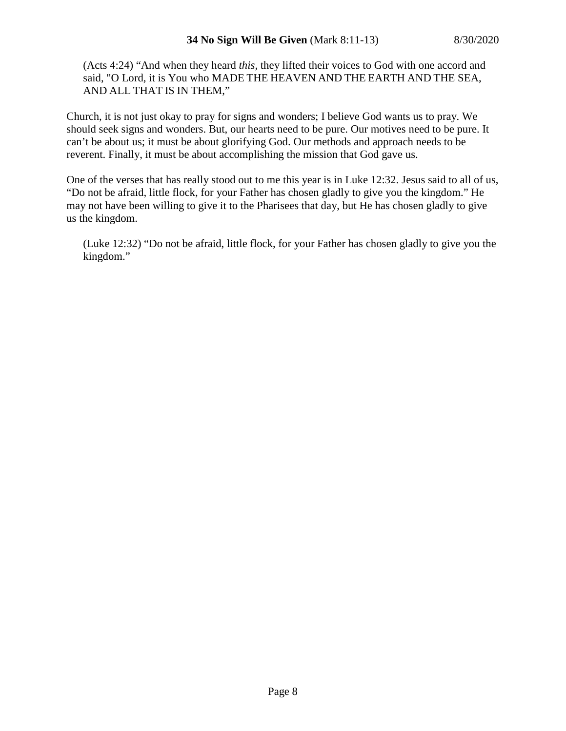> (Acts 4:24) “And when they heard *this,* they lifted their voices to God with one accord and said, "O Lord, it is You who MADE THE HEAVEN AND THE EARTH AND THE SEA, AND ALL THAT IS IN THEM,”

Church, it is not just okay to pray for signs and wonders; I believe God wants us to pray. We should seek signs and wonders. But, our hearts need to be pure. Our motives need to be pure. It can’t be about us; it must be about glorifying God. Our methods and approach needs to be reverent. Finally, it must be about accomplishing the mission that God gave us.

One of the verses that has really stood out to me this year is in Luke 12:32. Jesus said to all of us, “Do not be afraid, little flock, for your Father has chosen gladly to give you the kingdom.” He may not have been willing to give it to the Pharisees that day, but He has chosen gladly to give us the kingdom.

> (Luke 12:32) “Do not be afraid, little flock, for your Father has chosen gladly to give you the kingdom.”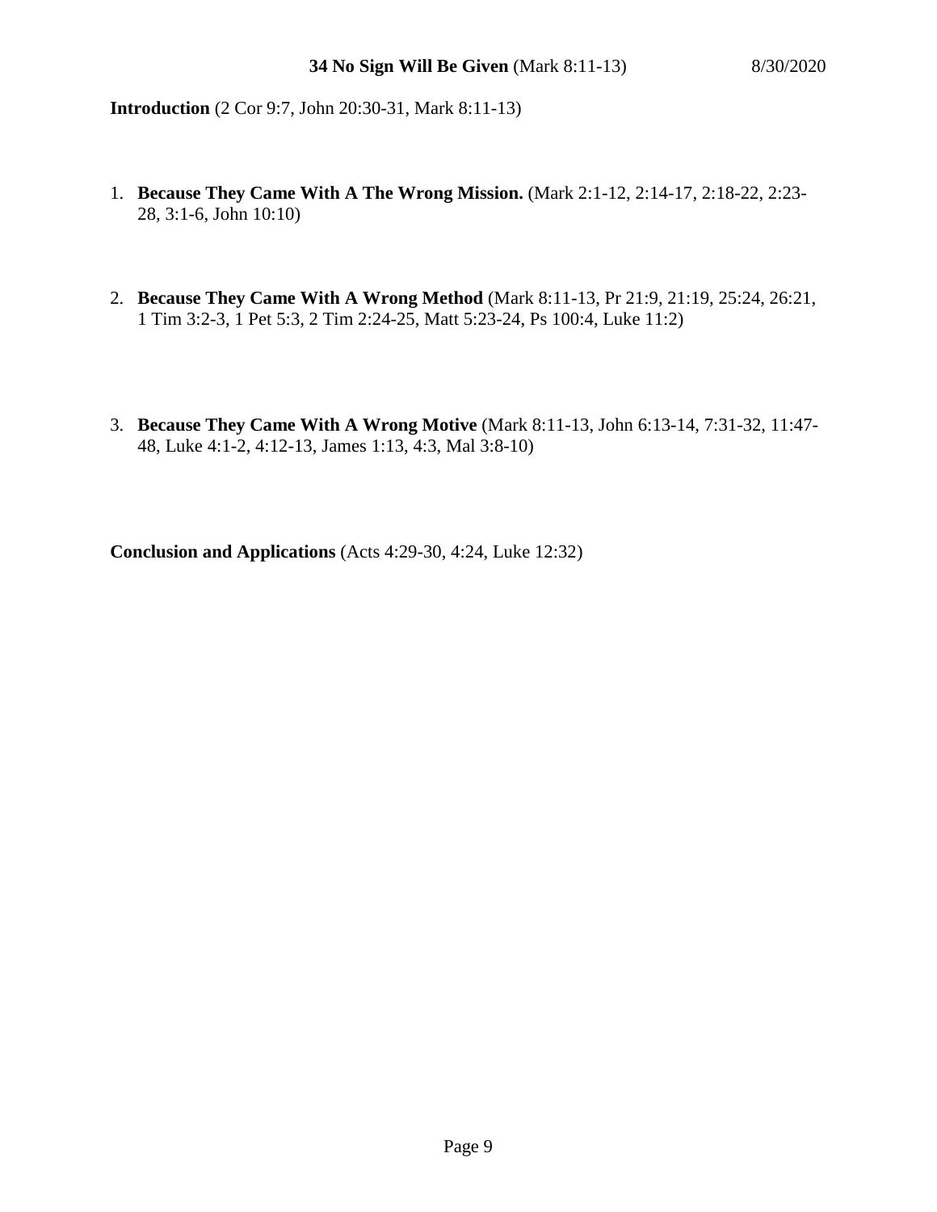**34 No Sign Will Be Given** (Mark 8:11-13) 8/30/2020

**Introduction** (2 Cor 9:7, John 20:30-31, Mark 8:11-13)

1. **Because They Came With A The Wrong Mission.** (Mark 2:1-12, 2:14-17, 2:18-22, 2:23-28, 3:1-6, John 10:10)

2. **Because They Came With A Wrong Method** (Mark 8:11-13, Pr 21:9, 21:19, 25:24, 26:21, 1 Tim 3:2-3, 1 Pet 5:3, 2 Tim 2:24-25, Matt 5:23-24, Ps 100:4, Luke 11:2)

3. **Because They Came With A Wrong Motive** (Mark 8:11-13, John 6:13-14, 7:31-32, 11:47-48, Luke 4:1-2, 4:12-13, James 1:13, 4:3, Mal 3:8-10)

**Conclusion and Applications** (Acts 4:29-30, 4:24, Luke 12:32)